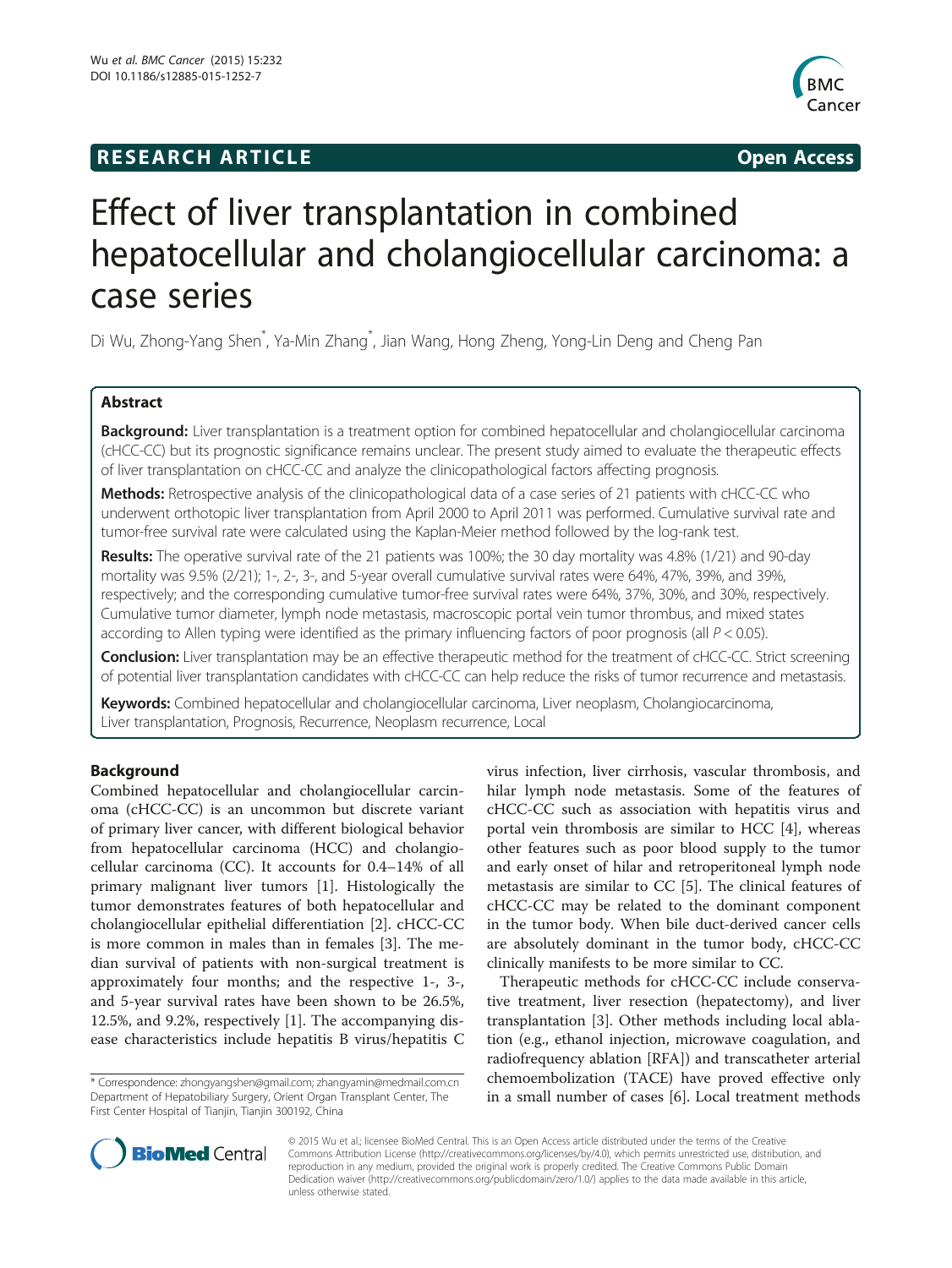RESEARCH ARTICLE Open Access

# Effect of liver transplantation in combined hepatocellular and cholangiocellular carcinoma: a case series

Di Wu, Zhong-Yang Shen*, Ya-Min Zhang*, Jian Wang, Hong Zheng, Yong-Lin Deng and Cheng Pan

## Abstract

**Background:** Liver transplantation is a treatment option for combined hepatocellular and cholangiocellular carcinoma (cHCC-CC) but its prognostic significance remains unclear. The present study aimed to evaluate the therapeutic effects of liver transplantation on cHCC-CC and analyze the clinicopathological factors affecting prognosis.

**Methods:** Retrospective analysis of the clinicopathological data of a case series of 21 patients with cHCC-CC who underwent orthotopic liver transplantation from April 2000 to April 2011 was performed. Cumulative survival rate and tumor-free survival rate were calculated using the Kaplan-Meier method followed by the log-rank test.

**Results:** The operative survival rate of the 21 patients was 100%; the 30 day mortality was 4.8% (1/21) and 90-day mortality was 9.5% (2/21); 1-, 2-, 3-, and 5-year overall cumulative survival rates were 64%, 47%, 39%, and 39%, respectively; and the corresponding cumulative tumor-free survival rates were 64%, 37%, 30%, and 30%, respectively. Cumulative tumor diameter, lymph node metastasis, macroscopic portal vein tumor thrombus, and mixed states according to Allen typing were identified as the primary influencing factors of poor prognosis (all $P < 0.05$).

**Conclusion:** Liver transplantation may be an effective therapeutic method for the treatment of cHCC-CC. Strict screening of potential liver transplantation candidates with cHCC-CC can help reduce the risks of tumor recurrence and metastasis.

**Keywords:** Combined hepatocellular and cholangiocellular carcinoma, Liver neoplasm, Cholangiocarcinoma, Liver transplantation, Prognosis, Recurrence, Neoplasm recurrence, Local

## Background

Combined hepatocellular and cholangiocellular carcinoma (cHCC-CC) is an uncommon but discrete variant of primary liver cancer, with different biological behavior from hepatocellular carcinoma (HCC) and cholangiocellular carcinoma (CC). It accounts for 0.4–14% of all primary malignant liver tumors [1]. Histologically the tumor demonstrates features of both hepatocellular and cholangiocellular epithelial differentiation [2]. cHCC-CC is more common in males than in females [3]. The median survival of patients with non-surgical treatment is approximately four months; and the respective 1-, 3-, and 5-year survival rates have been shown to be 26.5%, 12.5%, and 9.2%, respectively [1]. The accompanying disease characteristics include hepatitis B virus/hepatitis C virus infection, liver cirrhosis, vascular thrombosis, and hilar lymph node metastasis. Some of the features of cHCC-CC such as association with hepatitis virus and portal vein thrombosis are similar to HCC [4], whereas other features such as poor blood supply to the tumor and early onset of hilar and retroperitoneal lymph node metastasis are similar to CC [5]. The clinical features of cHCC-CC may be related to the dominant component in the tumor body. When bile duct-derived cancer cells are absolutely dominant in the tumor body, cHCC-CC clinically manifests to be more similar to CC.

Therapeutic methods for cHCC-CC include conservative treatment, liver resection (hepatectomy), and liver transplantation [3]. Other methods including local ablation (e.g., ethanol injection, microwave coagulation, and radiofrequency ablation [RFA]) and transcatheter arterial chemoembolization (TACE) have proved effective only in a small number of cases [6]. Local treatment methods

* Correspondence: zhongyangshen@gmail.com; zhangyamin@medmail.com.cn
Department of Hepatobiliary Surgery, Orient Organ Transplant Center, The First Center Hospital of Tianjin, Tianjin 300192, China

© 2015 Wu et al.; licensee BioMed Central. This is an Open Access article distributed under the terms of the Creative Commons Attribution License (http://creativecommons.org/licenses/by/4.0), which permits unrestricted use, distribution, and reproduction in any medium, provided the original work is properly credited. The Creative Commons Public Domain Dedication waiver (http://creativecommons.org/publicdomain/zero/1.0/) applies to the data made available in this article, unless otherwise stated.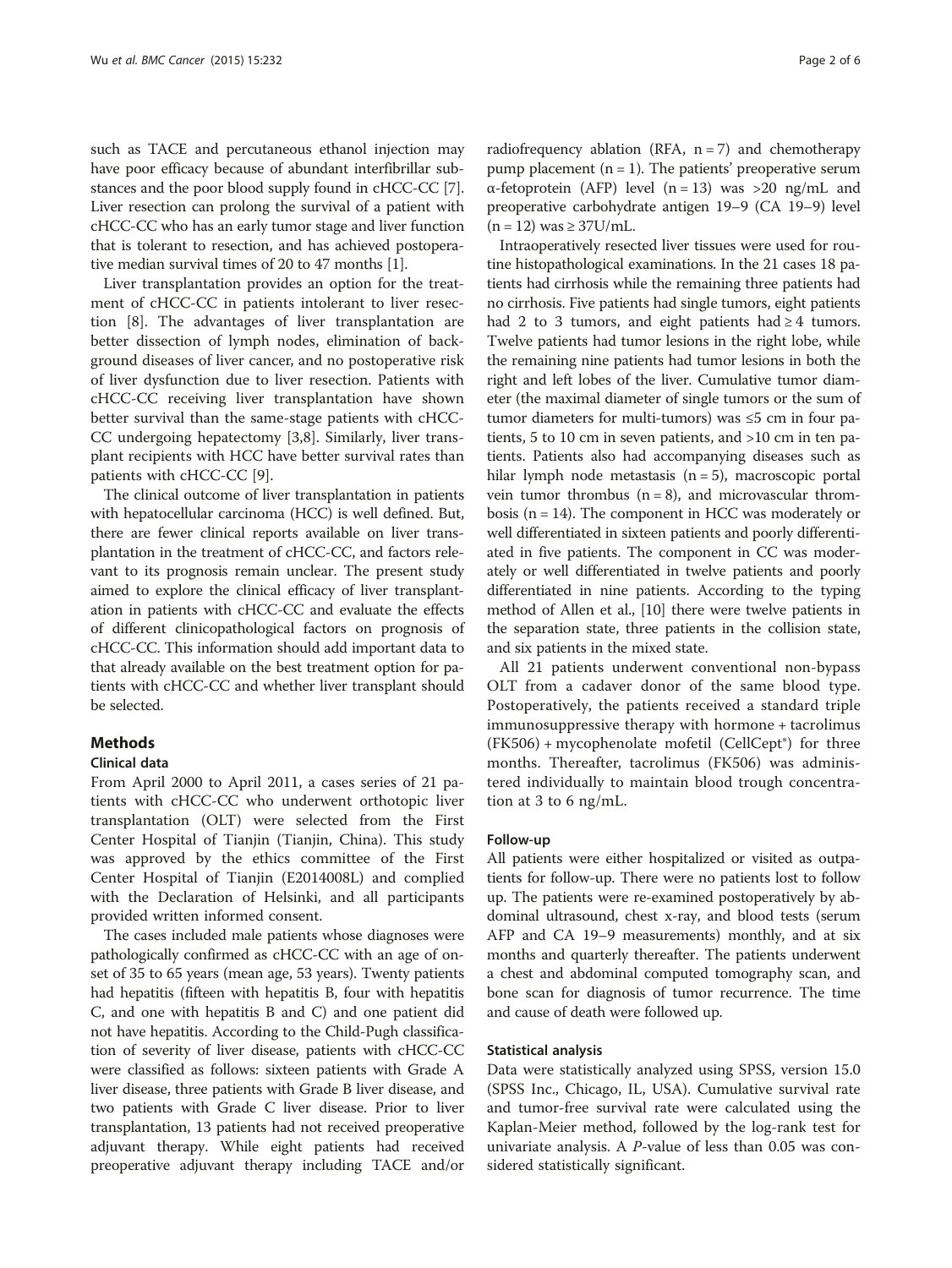such as TACE and percutaneous ethanol injection may have poor efficacy because of abundant interfibrillar substances and the poor blood supply found in cHCC-CC [7]. Liver resection can prolong the survival of a patient with cHCC-CC who has an early tumor stage and liver function that is tolerant to resection, and has achieved postoperative median survival times of 20 to 47 months [1].

Liver transplantation provides an option for the treatment of cHCC-CC in patients intolerant to liver resection [8]. The advantages of liver transplantation are better dissection of lymph nodes, elimination of background diseases of liver cancer, and no postoperative risk of liver dysfunction due to liver resection. Patients with cHCC-CC receiving liver transplantation have shown better survival than the same-stage patients with cHCC-CC undergoing hepatectomy [3,8]. Similarly, liver transplant recipients with HCC have better survival rates than patients with cHCC-CC [9].

The clinical outcome of liver transplantation in patients with hepatocellular carcinoma (HCC) is well defined. But, there are fewer clinical reports available on liver transplantation in the treatment of cHCC-CC, and factors relevant to its prognosis remain unclear. The present study aimed to explore the clinical efficacy of liver transplantation in patients with cHCC-CC and evaluate the effects of different clinicopathological factors on prognosis of cHCC-CC. This information should add important data to that already available on the best treatment option for patients with cHCC-CC and whether liver transplant should be selected.

## Methods

### Clinical data

From April 2000 to April 2011, a cases series of 21 patients with cHCC-CC who underwent orthotopic liver transplantation (OLT) were selected from the First Center Hospital of Tianjin (Tianjin, China). This study was approved by the ethics committee of the First Center Hospital of Tianjin (E2014008L) and complied with the Declaration of Helsinki, and all participants provided written informed consent.

The cases included male patients whose diagnoses were pathologically confirmed as cHCC-CC with an age of onset of 35 to 65 years (mean age, 53 years). Twenty patients had hepatitis (fifteen with hepatitis B, four with hepatitis C, and one with hepatitis B and C) and one patient did not have hepatitis. According to the Child-Pugh classification of severity of liver disease, patients with cHCC-CC were classified as follows: sixteen patients with Grade A liver disease, three patients with Grade B liver disease, and two patients with Grade C liver disease. Prior to liver transplantation, 13 patients had not received preoperative adjuvant therapy. While eight patients had received preoperative adjuvant therapy including TACE and/or radiofrequency ablation (RFA, n = 7) and chemotherapy pump placement (n = 1). The patients' preoperative serum α-fetoprotein (AFP) level (n = 13) was >20 ng/mL and preoperative carbohydrate antigen 19–9 (CA 19–9) level (n = 12) was ≥ 37U/mL.

Intraoperatively resected liver tissues were used for routine histopathological examinations. In the 21 cases 18 patients had cirrhosis while the remaining three patients had no cirrhosis. Five patients had single tumors, eight patients had 2 to 3 tumors, and eight patients had ≥ 4 tumors. Twelve patients had tumor lesions in the right lobe, while the remaining nine patients had tumor lesions in both the right and left lobes of the liver. Cumulative tumor diameter (the maximal diameter of single tumors or the sum of tumor diameters for multi-tumors) was ≤5 cm in four patients, 5 to 10 cm in seven patients, and >10 cm in ten patients. Patients also had accompanying diseases such as hilar lymph node metastasis (n = 5), macroscopic portal vein tumor thrombus (n = 8), and microvascular thrombosis (n = 14). The component in HCC was moderately or well differentiated in sixteen patients and poorly differentiated in five patients. The component in CC was moderately or well differentiated in twelve patients and poorly differentiated in nine patients. According to the typing method of Allen et al., [10] there were twelve patients in the separation state, three patients in the collision state, and six patients in the mixed state.

All 21 patients underwent conventional non-bypass OLT from a cadaver donor of the same blood type. Postoperatively, the patients received a standard triple immunosuppressive therapy with hormone + tacrolimus (FK506) + mycophenolate mofetil (CellCept®) for three months. Thereafter, tacrolimus (FK506) was administered individually to maintain blood trough concentration at 3 to 6 ng/mL.

### Follow-up

All patients were either hospitalized or visited as outpatients for follow-up. There were no patients lost to follow up. The patients were re-examined postoperatively by abdominal ultrasound, chest x-ray, and blood tests (serum AFP and CA 19–9 measurements) monthly, and at six months and quarterly thereafter. The patients underwent a chest and abdominal computed tomography scan, and bone scan for diagnosis of tumor recurrence. The time and cause of death were followed up.

### Statistical analysis

Data were statistically analyzed using SPSS, version 15.0 (SPSS Inc., Chicago, IL, USA). Cumulative survival rate and tumor-free survival rate were calculated using the Kaplan-Meier method, followed by the log-rank test for univariate analysis. A *P*-value of less than 0.05 was considered statistically significant.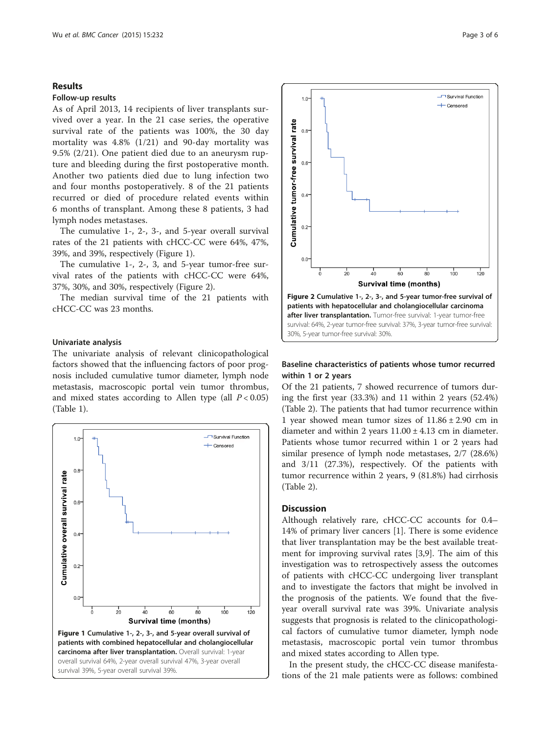## Results

### Follow-up results

As of April 2013, 14 recipients of liver transplants survived over a year. In the 21 case series, the operative survival rate of the patients was 100%, the 30 day mortality was 4.8% (1/21) and 90-day mortality was 9.5% (2/21). One patient died due to an aneurysm rupture and bleeding during the first postoperative month. Another two patients died due to lung infection two and four months postoperatively. 8 of the 21 patients recurred or died of procedure related events within 6 months of transplant. Among these 8 patients, 3 had lymph nodes metastases.

The cumulative 1-, 2-, 3-, and 5-year overall survival rates of the 21 patients with cHCC-CC were 64%, 47%, 39%, and 39%, respectively (Figure 1).

The cumulative 1-, 2-, 3, and 5-year tumor-free survival rates of the patients with cHCC-CC were 64%, 37%, 30%, and 30%, respectively (Figure 2).

The median survival time of the 21 patients with cHCC-CC was 23 months.

### Univariate analysis

The univariate analysis of relevant clinicopathological factors showed that the influencing factors of poor prognosis included cumulative tumor diameter, lymph node metastasis, macroscopic portal vein tumor thrombus, and mixed states according to Allen type (all $P < 0.05$) (Table 1).

**Figure 1 Cumulative 1-, 2-, 3-, and 5-year overall survival of patients with combined hepatocellular and cholangiocellular carcinoma after liver transplantation.** Overall survival: 1-year overall survival 64%, 2-year overall survival 47%, 3-year overall survival 39%, 5-year overall survival 39%.

**Figure 2 Cumulative 1-, 2-, 3-, and 5-year tumor-free survival of patients with hepatocellular and cholangiocellular carcinoma after liver transplantation.** Tumor-free survival: 1-year tumor-free survival: 64%, 2-year tumor-free survival: 37%, 3-year tumor-free survival: 30%, 5-year tumor-free survival: 30%.

### Baseline characteristics of patients whose tumor recurred within 1 or 2 years

Of the 21 patients, 7 showed recurrence of tumors during the first year (33.3%) and 11 within 2 years (52.4%) (Table 2). The patients that had tumor recurrence within 1 year showed mean tumor sizes of 11.86 ± 2.90 cm in diameter and within 2 years 11.00 ± 4.13 cm in diameter. Patients whose tumor recurred within 1 or 2 years had similar presence of lymph node metastases, 2/7 (28.6%) and 3/11 (27.3%), respectively. Of the patients with tumor recurrence within 2 years, 9 (81.8%) had cirrhosis (Table 2).

## Discussion

Although relatively rare, cHCC-CC accounts for 0.4–14% of primary liver cancers [1]. There is some evidence that liver transplantation may be the best available treatment for improving survival rates [3,9]. The aim of this investigation was to retrospectively assess the outcomes of patients with cHCC-CC undergoing liver transplant and to investigate the factors that might be involved in the prognosis of the patients. We found that the five-year overall survival rate was 39%. Univariate analysis suggests that prognosis is related to the clinicopathological factors of cumulative tumor diameter, lymph node metastasis, macroscopic portal vein tumor thrombus and mixed states according to Allen type.

In the present study, the cHCC-CC disease manifestations of the 21 male patients were as follows: combined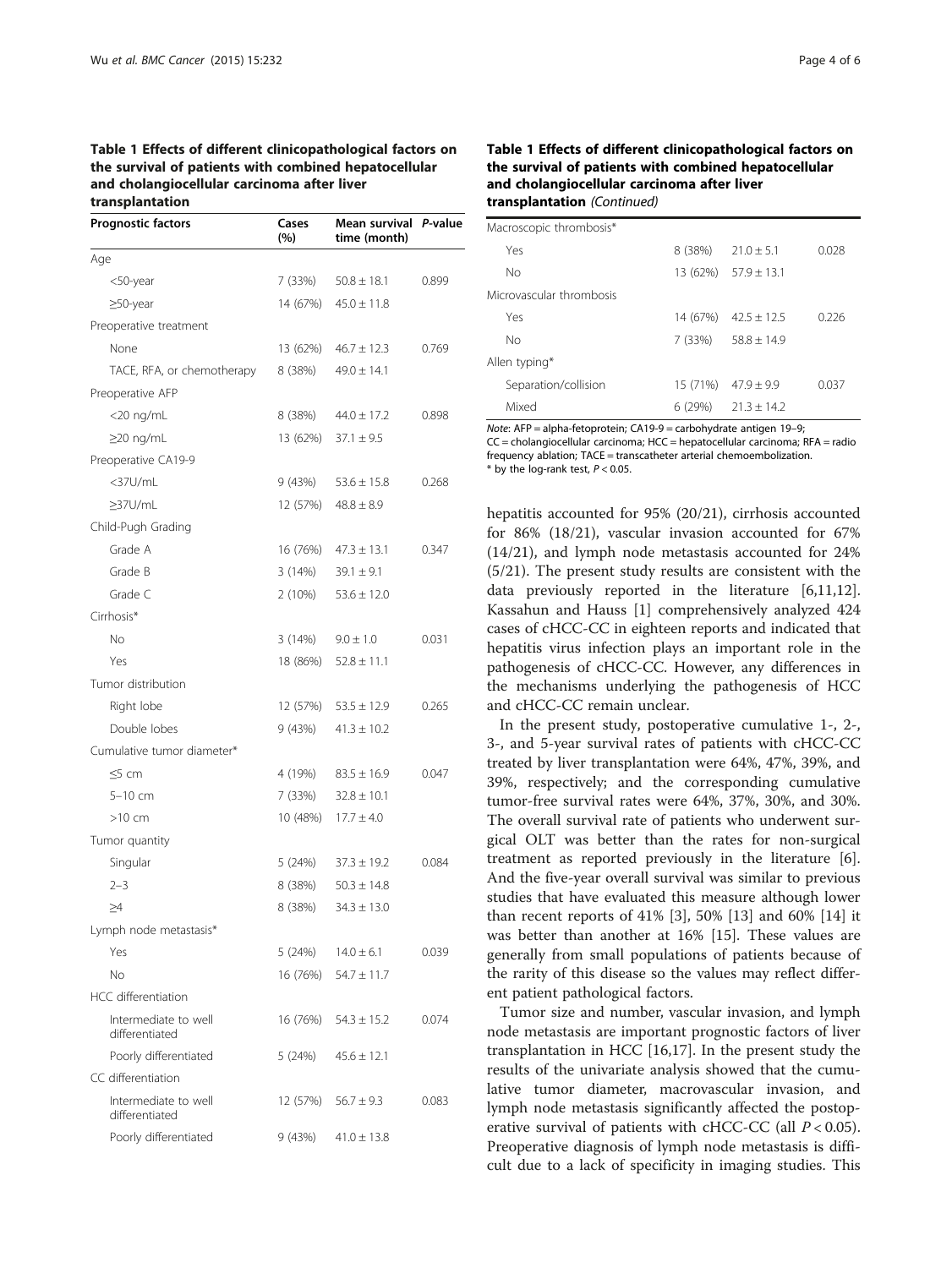**Table 1 Effects of different clinicopathological factors on the survival of patients with combined hepatocellular and cholangiocellular carcinoma after liver transplantation**

| Prognostic factors | Cases (%) | Mean survival time (month) | *P*-value |
|---|---|---|---|
| Age | | | |
| <50-year | 7 (33%) | 50.8 ± 18.1 | 0.899 |
| ≥50-year | 14 (67%) | 45.0 ± 11.8 | |
| Preoperative treatment | | | |
| None | 13 (62%) | 46.7 ± 12.3 | 0.769 |
| TACE, RFA, or chemotherapy | 8 (38%) | 49.0 ± 14.1 | |
| Preoperative AFP | | | |
| <20 ng/mL | 8 (38%) | 44.0 ± 17.2 | 0.898 |
| ≥20 ng/mL | 13 (62%) | 37.1 ± 9.5 | |
| Preoperative CA19-9 | | | |
| <37U/mL | 9 (43%) | 53.6 ± 15.8 | 0.268 |
| ≥37U/mL | 12 (57%) | 48.8 ± 8.9 | |
| Child-Pugh Grading | | | |
| Grade A | 16 (76%) | 47.3 ± 13.1 | 0.347 |
| Grade B | 3 (14%) | 39.1 ± 9.1 | |
| Grade C | 2 (10%) | 53.6 ± 12.0 | |
| Cirrhosis* | | | |
| No | 3 (14%) | 9.0 ± 1.0 | 0.031 |
| Yes | 18 (86%) | 52.8 ± 11.1 | |
| Tumor distribution | | | |
| Right lobe | 12 (57%) | 53.5 ± 12.9 | 0.265 |
| Double lobes | 9 (43%) | 41.3 ± 10.2 | |
| Cumulative tumor diameter* | | | |
| ≤5 cm | 4 (19%) | 83.5 ± 16.9 | 0.047 |
| 5–10 cm | 7 (33%) | 32.8 ± 10.1 | |
| >10 cm | 10 (48%) | 17.7 ± 4.0 | |
| Tumor quantity | | | |
| Singular | 5 (24%) | 37.3 ± 19.2 | 0.084 |
| 2–3 | 8 (38%) | 50.3 ± 14.8 | |
| ≥4 | 8 (38%) | 34.3 ± 13.0 | |
| Lymph node metastasis* | | | |
| Yes | 5 (24%) | 14.0 ± 6.1 | 0.039 |
| No | 16 (76%) | 54.7 ± 11.7 | |
| HCC differentiation | | | |
| Intermediate to well differentiated | 16 (76%) | 54.3 ± 15.2 | 0.074 |
| Poorly differentiated | 5 (24%) | 45.6 ± 12.1 | |
| CC differentiation | | | |
| Intermediate to well differentiated | 12 (57%) | 56.7 ± 9.3 | 0.083 |
| Poorly differentiated | 9 (43%) | 41.0 ± 13.8 | |
| Macroscopic thrombosis* | | | |
| Yes | 8 (38%) | 21.0 ± 5.1 | 0.028 |
| No | 13 (62%) | 57.9 ± 13.1 | |
| Microvascular thrombosis | | | |
| Yes | 14 (67%) | 42.5 ± 12.5 | 0.226 |
| No | 7 (33%) | 58.8 ± 14.9 | |
| Allen typing* | | | |
| Separation/collision | 15 (71%) | 47.9 ± 9.9 | 0.037 |
| Mixed | 6 (29%) | 21.3 ± 14.2 | |

*Note*: AFP = alpha-fetoprotein; CA19-9 = carbohydrate antigen 19–9; CC = cholangiocellular carcinoma; HCC = hepatocellular carcinoma; RFA = radio frequency ablation; TACE = transcatheter arterial chemoembolization.
\* by the log-rank test, $P < 0.05$.

hepatitis accounted for 95% (20/21), cirrhosis accounted for 86% (18/21), vascular invasion accounted for 67% (14/21), and lymph node metastasis accounted for 24% (5/21). The present study results are consistent with the data previously reported in the literature [6,11,12]. Kassahun and Hauss [1] comprehensively analyzed 424 cases of cHCC-CC in eighteen reports and indicated that hepatitis virus infection plays an important role in the pathogenesis of cHCC-CC. However, any differences in the mechanisms underlying the pathogenesis of HCC and cHCC-CC remain unclear.

In the present study, postoperative cumulative 1-, 2-, 3-, and 5-year survival rates of patients with cHCC-CC treated by liver transplantation were 64%, 47%, 39%, and 39%, respectively; and the corresponding cumulative tumor-free survival rates were 64%, 37%, 30%, and 30%. The overall survival rate of patients who underwent surgical OLT was better than the rates for non-surgical treatment as reported previously in the literature [6]. And the five-year overall survival was similar to previous studies that have evaluated this measure although lower than recent reports of 41% [3], 50% [13] and 60% [14] it was better than another at 16% [15]. These values are generally from small populations of patients because of the rarity of this disease so the values may reflect different patient pathological factors.

Tumor size and number, vascular invasion, and lymph node metastasis are important prognostic factors of liver transplantation in HCC [16,17]. In the present study the results of the univariate analysis showed that the cumulative tumor diameter, macrovascular invasion, and lymph node metastasis significantly affected the postoperative survival of patients with cHCC-CC (all $P < 0.05$). Preoperative diagnosis of lymph node metastasis is difficult due to a lack of specificity in imaging studies. This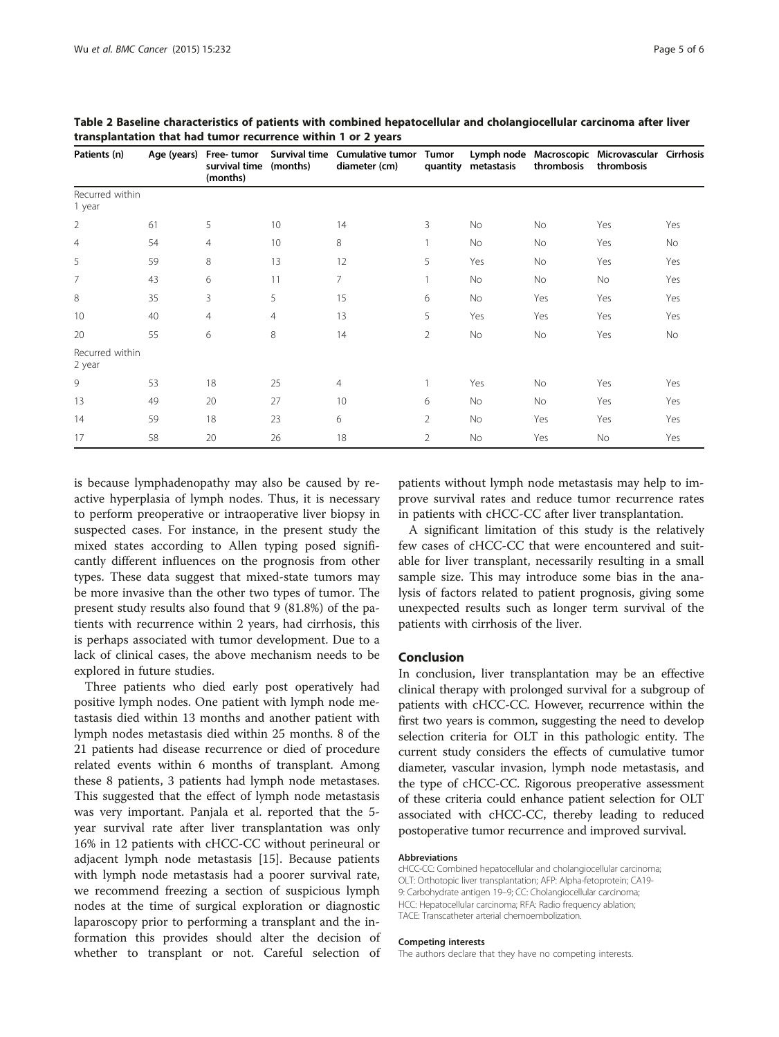**Table 2 Baseline characteristics of patients with combined hepatocellular and cholangiocellular carcinoma after liver transplantation that had tumor recurrence within 1 or 2 years**

| Patients (n) | Age (years) | Free- tumor survival time (months) | Survival time (months) | Cumulative tumor diameter (cm) | Tumor quantity | Lymph node metastasis | Macroscopic thrombosis | Microvascular thrombosis | Cirrhosis |
|---|---|---|---|---|---|---|---|---|---|
| Recurred within 1 year | | | | | | | | | |
| 2 | 61 | 5 | 10 | 14 | 3 | No | No | Yes | Yes |
| 4 | 54 | 4 | 10 | 8 | 1 | No | No | Yes | No |
| 5 | 59 | 8 | 13 | 12 | 5 | Yes | No | Yes | Yes |
| 7 | 43 | 6 | 11 | 7 | 1 | No | No | No | Yes |
| 8 | 35 | 3 | 5 | 15 | 6 | No | Yes | Yes | Yes |
| 10 | 40 | 4 | 4 | 13 | 5 | Yes | Yes | Yes | Yes |
| 20 | 55 | 6 | 8 | 14 | 2 | No | No | Yes | No |
| Recurred within 2 year | | | | | | | | | |
| 9 | 53 | 18 | 25 | 4 | 1 | Yes | No | Yes | Yes |
| 13 | 49 | 20 | 27 | 10 | 6 | No | No | Yes | Yes |
| 14 | 59 | 18 | 23 | 6 | 2 | No | Yes | Yes | Yes |
| 17 | 58 | 20 | 26 | 18 | 2 | No | Yes | No | Yes |

is because lymphadenopathy may also be caused by reactive hyperplasia of lymph nodes. Thus, it is necessary to perform preoperative or intraoperative liver biopsy in suspected cases. For instance, in the present study the mixed states according to Allen typing posed significantly different influences on the prognosis from other types. These data suggest that mixed-state tumors may be more invasive than the other two types of tumor. The present study results also found that 9 (81.8%) of the patients with recurrence within 2 years, had cirrhosis, this is perhaps associated with tumor development. Due to a lack of clinical cases, the above mechanism needs to be explored in future studies.

Three patients who died early post operatively had positive lymph nodes. One patient with lymph node metastasis died within 13 months and another patient with lymph nodes metastasis died within 25 months. 8 of the 21 patients had disease recurrence or died of procedure related events within 6 months of transplant. Among these 8 patients, 3 patients had lymph node metastases. This suggested that the effect of lymph node metastasis was very important. Panjala et al. reported that the 5-year survival rate after liver transplantation was only 16% in 12 patients with cHCC-CC without perineural or adjacent lymph node metastasis [15]. Because patients with lymph node metastasis had a poorer survival rate, we recommend freezing a section of suspicious lymph nodes at the time of surgical exploration or diagnostic laparoscopy prior to performing a transplant and the information this provides should alter the decision of whether to transplant or not. Careful selection of patients without lymph node metastasis may help to improve survival rates and reduce tumor recurrence rates in patients with cHCC-CC after liver transplantation.

A significant limitation of this study is the relatively few cases of cHCC-CC that were encountered and suitable for liver transplant, necessarily resulting in a small sample size. This may introduce some bias in the analysis of factors related to patient prognosis, giving some unexpected results such as longer term survival of the patients with cirrhosis of the liver.

## Conclusion

In conclusion, liver transplantation may be an effective clinical therapy with prolonged survival for a subgroup of patients with cHCC-CC. However, recurrence within the first two years is common, suggesting the need to develop selection criteria for OLT in this pathologic entity. The current study considers the effects of cumulative tumor diameter, vascular invasion, lymph node metastasis, and the type of cHCC-CC. Rigorous preoperative assessment of these criteria could enhance patient selection for OLT associated with cHCC-CC, thereby leading to reduced postoperative tumor recurrence and improved survival.

#### Abbreviations

cHCC-CC: Combined hepatocellular and cholangiocellular carcinoma; OLT: Orthotopic liver transplantation; AFP: Alpha-fetoprotein; CA19-9: Carbohydrate antigen 19–9; CC: Cholangiocellular carcinoma; HCC: Hepatocellular carcinoma; RFA: Radio frequency ablation; TACE: Transcatheter arterial chemoembolization.

#### Competing interests

The authors declare that they have no competing interests.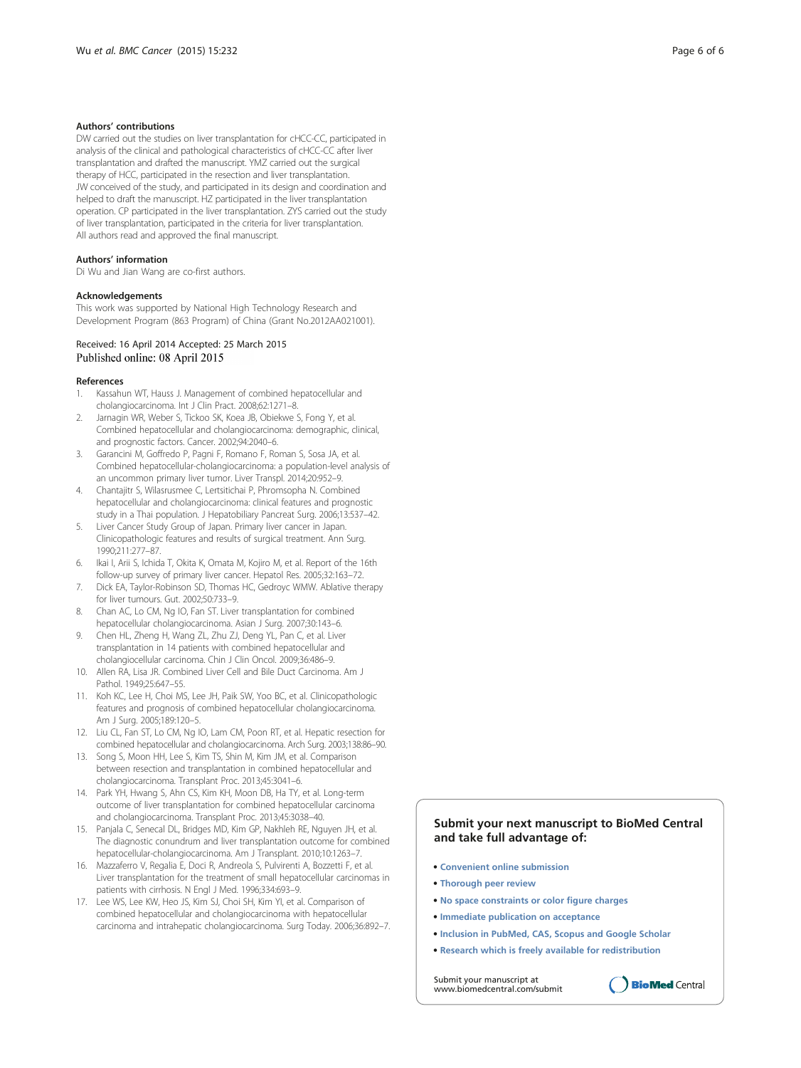### Authors' contributions

DW carried out the studies on liver transplantation for cHCC-CC, participated in analysis of the clinical and pathological characteristics of cHCC-CC after liver transplantation and drafted the manuscript. YMZ carried out the surgical therapy of HCC, participated in the resection and liver transplantation. JW conceived of the study, and participated in its design and coordination and helped to draft the manuscript. HZ participated in the liver transplantation operation. CP participated in the liver transplantation. ZYS carried out the study of liver transplantation, participated in the criteria for liver transplantation. All authors read and approved the final manuscript.

### Authors' information

Di Wu and Jian Wang are co-first authors.

### Acknowledgements

This work was supported by National High Technology Research and Development Program (863 Program) of China (Grant No.2012AA021001).

Received: 16 April 2014 Accepted: 25 March 2015
Published online: 08 April 2015

### References

1. Kassahun WT, Hauss J. Management of combined hepatocellular and cholangiocarcinoma. Int J Clin Pract. 2008;62:1271–8.
2. Jarnagin WR, Weber S, Tickoo SK, Koea JB, Obiekwe S, Fong Y, et al. Combined hepatocellular and cholangiocarcinoma: demographic, clinical, and prognostic factors. Cancer. 2002;94:2040–6.
3. Garancini M, Goffredo P, Pagni F, Romano F, Roman S, Sosa JA, et al. Combined hepatocellular-cholangiocarcinoma: a population-level analysis of an uncommon primary liver tumor. Liver Transpl. 2014;20:952–9.
4. Chantajitr S, Wilasrusmee C, Lertsitichai P, Phromsopha N. Combined hepatocellular and cholangiocarcinoma: clinical features and prognostic study in a Thai population. J Hepatobiliary Pancreat Surg. 2006;13:537–42.
5. Liver Cancer Study Group of Japan. Primary liver cancer in Japan. Clinicopathologic features and results of surgical treatment. Ann Surg. 1990;211:277–87.
6. Ikai I, Arii S, Ichida T, Okita K, Omata M, Kojiro M, et al. Report of the 16th follow-up survey of primary liver cancer. Hepatol Res. 2005;32:163–72.
7. Dick EA, Taylor-Robinson SD, Thomas HC, Gedroyc WMW. Ablative therapy for liver tumours. Gut. 2002;50:733–9.
8. Chan AC, Lo CM, Ng IO, Fan ST. Liver transplantation for combined hepatocellular cholangiocarcinoma. Asian J Surg. 2007;30:143–6.
9. Chen HL, Zheng H, Wang ZL, Zhu ZJ, Deng YL, Pan C, et al. Liver transplantation in 14 patients with combined hepatocellular and cholangiocellular carcinoma. Chin J Clin Oncol. 2009;36:486–9.
10. Allen RA, Lisa JR. Combined Liver Cell and Bile Duct Carcinoma. Am J Pathol. 1949;25:647–55.
11. Koh KC, Lee H, Choi MS, Lee JH, Paik SW, Yoo BC, et al. Clinicopathologic features and prognosis of combined hepatocellular cholangiocarcinoma. Am J Surg. 2005;189:120–5.
12. Liu CL, Fan ST, Lo CM, Ng IO, Lam CM, Poon RT, et al. Hepatic resection for combined hepatocellular and cholangiocarcinoma. Arch Surg. 2003;138:86–90.
13. Song S, Moon HH, Lee S, Kim TS, Shin M, Kim JM, et al. Comparison between resection and transplantation in combined hepatocellular and cholangiocarcinoma. Transplant Proc. 2013;45:3041–6.
14. Park YH, Hwang S, Ahn CS, Kim KH, Moon DB, Ha TY, et al. Long-term outcome of liver transplantation for combined hepatocellular carcinoma and cholangiocarcinoma. Transplant Proc. 2013;45:3038–40.
15. Panjala C, Senecal DL, Bridges MD, Kim GP, Nakhleh RE, Nguyen JH, et al. The diagnostic conundrum and liver transplantation outcome for combined hepatocellular-cholangiocarcinoma. Am J Transplant. 2010;10:1263–7.
16. Mazzaferro V, Regalia E, Doci R, Andreola S, Pulvirenti A, Bozzetti F, et al. Liver transplantation for the treatment of small hepatocellular carcinomas in patients with cirrhosis. N Engl J Med. 1996;334:693–9.
17. Lee WS, Lee KW, Heo JS, Kim SJ, Choi SH, Kim YI, et al. Comparison of combined hepatocellular and cholangiocarcinoma with hepatocellular carcinoma and intrahepatic cholangiocarcinoma. Surg Today. 2006;36:892–7.

**Submit your next manuscript to BioMed Central and take full advantage of:**

- Convenient online submission
- Thorough peer review
- No space constraints or color figure charges
- Immediate publication on acceptance
- Inclusion in PubMed, CAS, Scopus and Google Scholar
- Research which is freely available for redistribution

Submit your manuscript at
www.biomedcentral.com/submit

BioMed Central